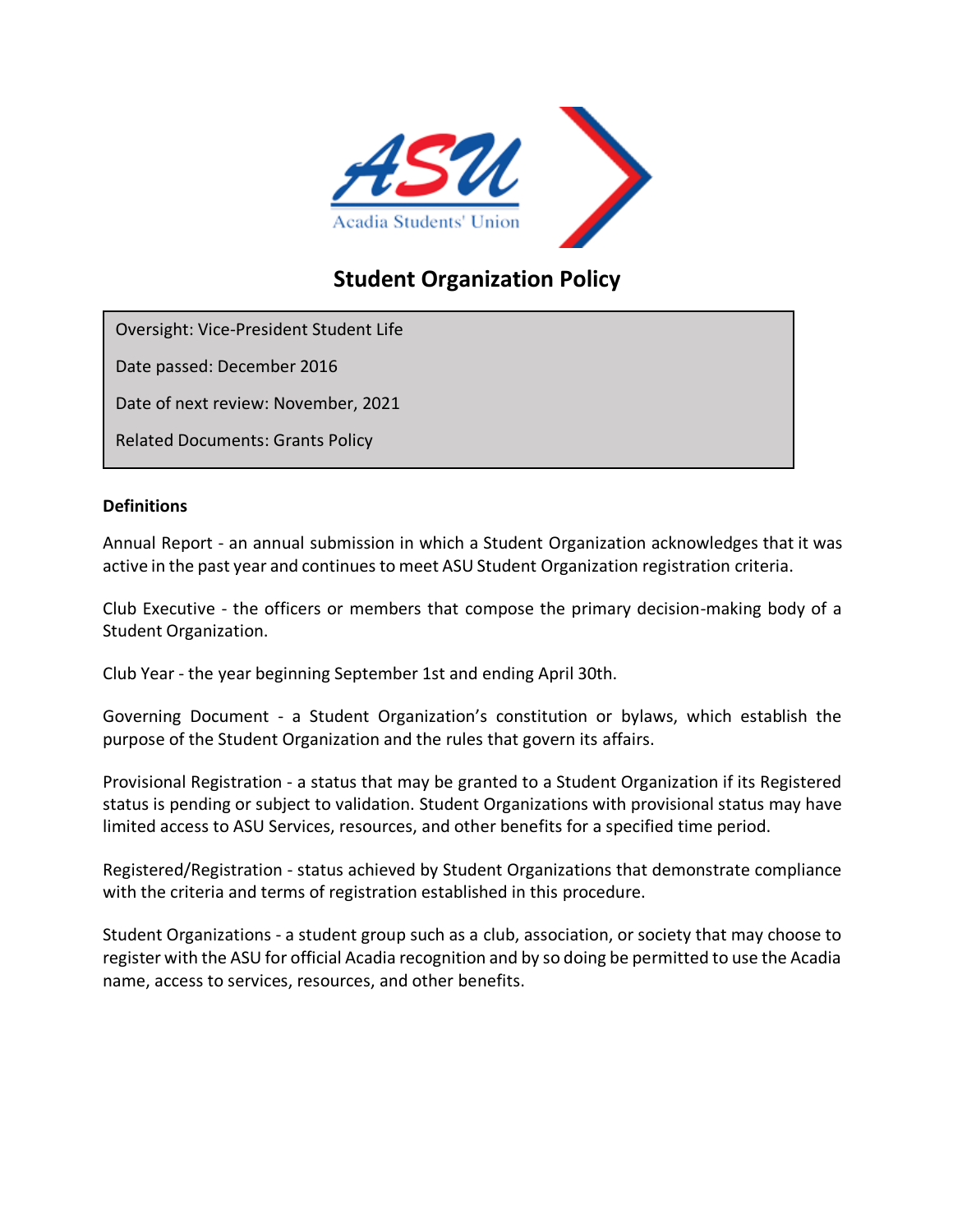# Student Organization Policy

Oversight: Vice-President Student Life

Date passed: December 2016

Date of next review: November, 2021

Related Documents: Grants Policy

**Definitions**

Annual Report - an annual submission in which a Student Organization acknowledges that it was active in the past year and continues to meet ASU Student Organization registration criteria.

Club Executive - the officers or members that compose the primary decision-making body of a Student Organization.

Club Year - the year beginning September 1st and ending April 30th.

Governing Document - a Student Organization's constitution or bylaws, which establish the purpose of the Student Organization and the rules that govern its affairs.

Provisional Registration - a status that may be granted to a Student Organization if its Registered status is pending or subject to validation. Student Organizations with provisional status may have limited access to ASU Services, resources, and other benefits for a specified time period.

Registered/Registration - status achieved by Student Organizations that demonstrate compliance with the criteria and terms of registration established in this procedure.

Student Organizations - a student group such as a club, association, or society that may choose to register with the ASU for official Acadia recognition and by so doing be permitted to use the Acadia name, access to services, resources, and other benefits.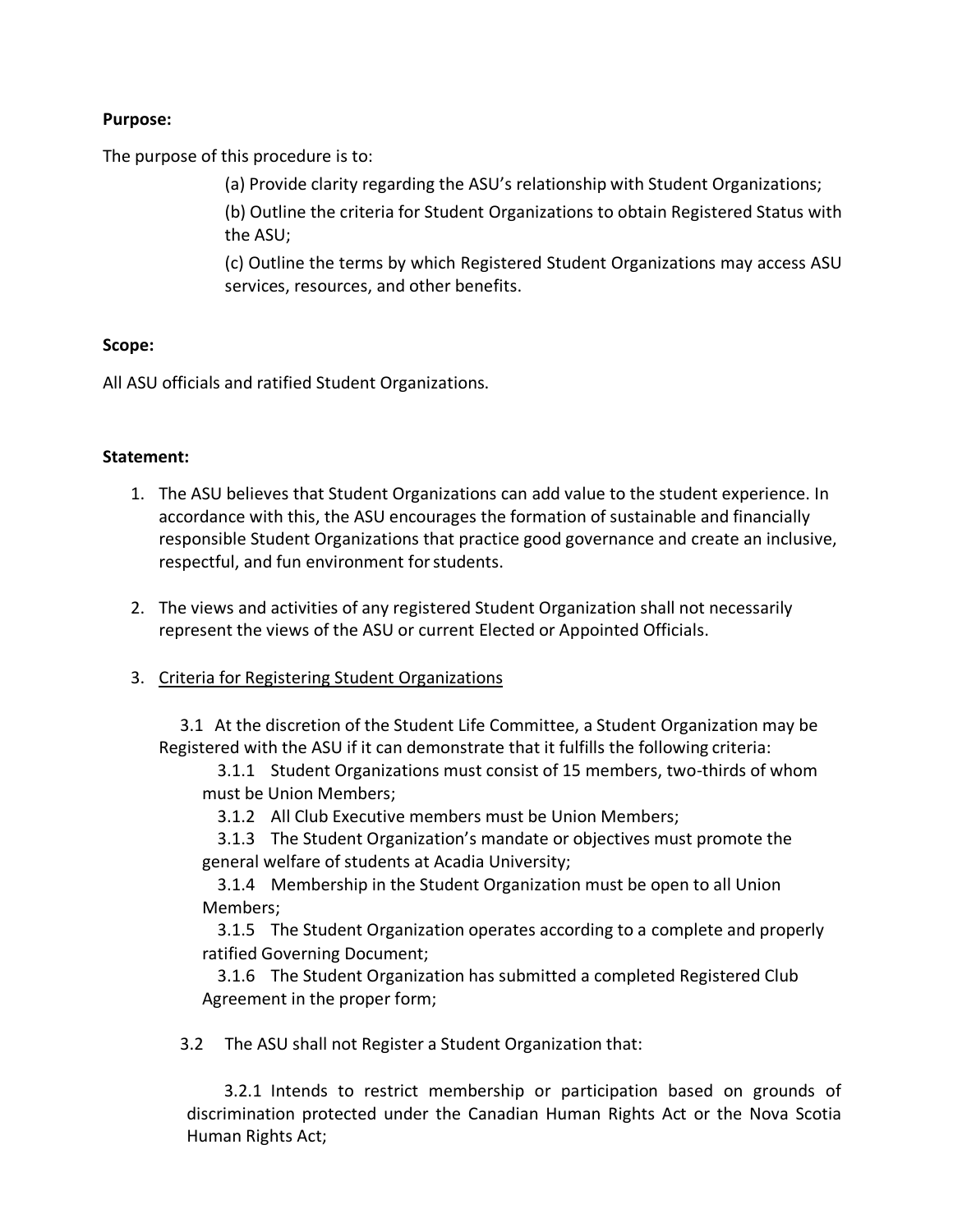**Purpose:**

The purpose of this procedure is to:

(a) Provide clarity regarding the ASU's relationship with Student Organizations;

(b) Outline the criteria for Student Organizations to obtain Registered Status with the ASU;

(c) Outline the terms by which Registered Student Organizations may access ASU services, resources, and other benefits.

**Scope:**

All ASU officials and ratified Student Organizations.

**Statement:**

1. The ASU believes that Student Organizations can add value to the student experience. In accordance with this, the ASU encourages the formation of sustainable and financially responsible Student Organizations that practice good governance and create an inclusive, respectful, and fun environment for students.

2. The views and activities of any registered Student Organization shall not necessarily represent the views of the ASU or current Elected or Appointed Officials.

3. <u>Criteria for Registering Student Organizations</u>

   3.1 At the discretion of the Student Life Committee, a Student Organization may be Registered with the ASU if it can demonstrate that it fulfills the following criteria:

      3.1.1 Student Organizations must consist of 15 members, two-thirds of whom must be Union Members;

      3.1.2 All Club Executive members must be Union Members;

      3.1.3 The Student Organization's mandate or objectives must promote the general welfare of students at Acadia University;

      3.1.4 Membership in the Student Organization must be open to all Union Members;

      3.1.5 The Student Organization operates according to a complete and properly ratified Governing Document;

      3.1.6 The Student Organization has submitted a completed Registered Club Agreement in the proper form;

   3.2 The ASU shall not Register a Student Organization that:

      3.2.1 Intends to restrict membership or participation based on grounds of discrimination protected under the Canadian Human Rights Act or the Nova Scotia Human Rights Act;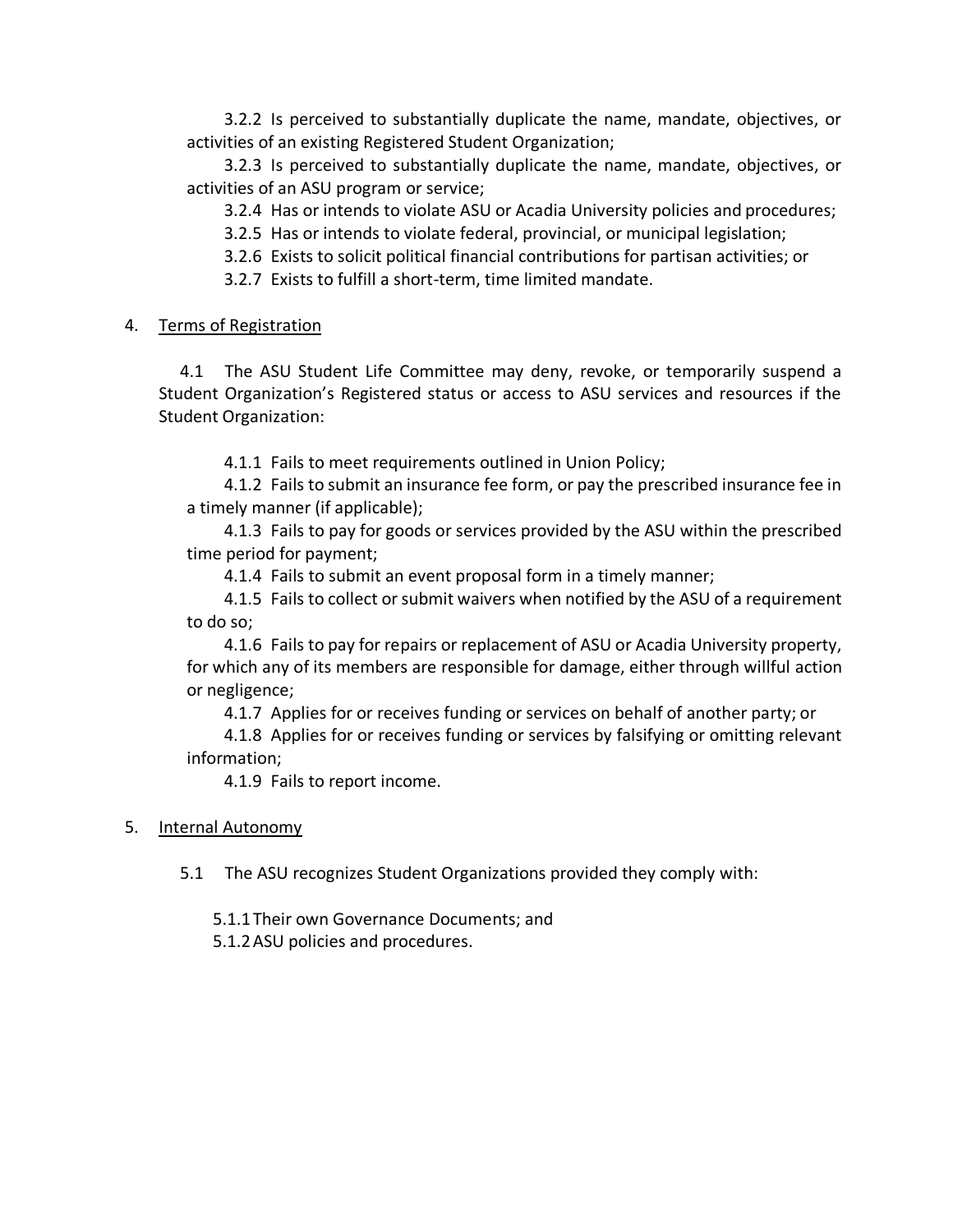3.2.2 Is perceived to substantially duplicate the name, mandate, objectives, or activities of an existing Registered Student Organization;

3.2.3 Is perceived to substantially duplicate the name, mandate, objectives, or activities of an ASU program or service;

3.2.4 Has or intends to violate ASU or Acadia University policies and procedures;

3.2.5 Has or intends to violate federal, provincial, or municipal legislation;

3.2.6 Exists to solicit political financial contributions for partisan activities; or

3.2.7 Exists to fulfill a short-term, time limited mandate.

4. <u>Terms of Registration</u>

4.1 The ASU Student Life Committee may deny, revoke, or temporarily suspend a Student Organization's Registered status or access to ASU services and resources if the Student Organization:

4.1.1 Fails to meet requirements outlined in Union Policy;

4.1.2 Fails to submit an insurance fee form, or pay the prescribed insurance fee in a timely manner (if applicable);

4.1.3 Fails to pay for goods or services provided by the ASU within the prescribed time period for payment;

4.1.4 Fails to submit an event proposal form in a timely manner;

4.1.5 Fails to collect or submit waivers when notified by the ASU of a requirement to do so;

4.1.6 Fails to pay for repairs or replacement of ASU or Acadia University property, for which any of its members are responsible for damage, either through willful action or negligence;

4.1.7 Applies for or receives funding or services on behalf of another party; or

4.1.8 Applies for or receives funding or services by falsifying or omitting relevant information;

4.1.9 Fails to report income.

5. <u>Internal Autonomy</u>

5.1 The ASU recognizes Student Organizations provided they comply with:

5.1.1 Their own Governance Documents; and

5.1.2 ASU policies and procedures.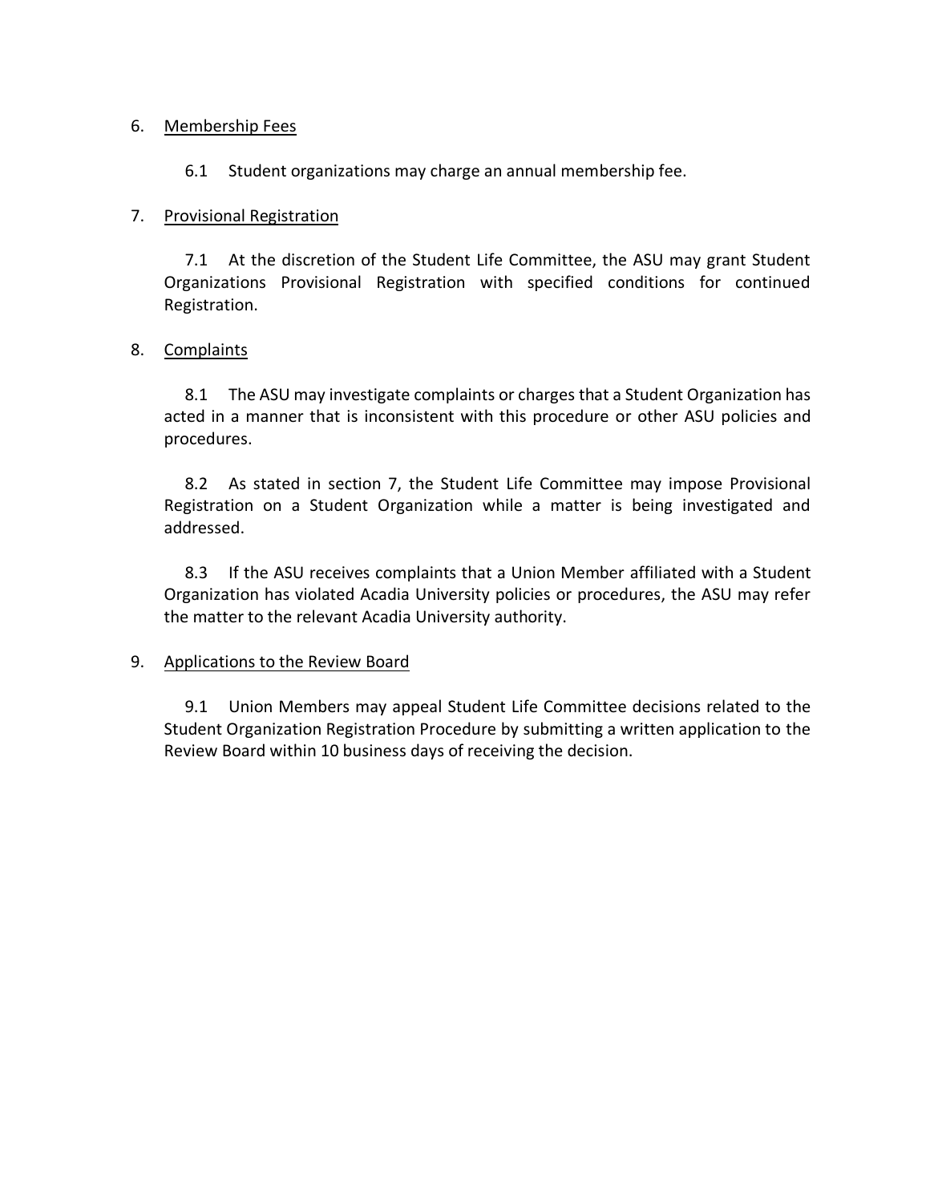6. Membership Fees

   6.1 Student organizations may charge an annual membership fee.

7. Provisional Registration

   7.1 At the discretion of the Student Life Committee, the ASU may grant Student Organizations Provisional Registration with specified conditions for continued Registration.

8. Complaints

   8.1 The ASU may investigate complaints or charges that a Student Organization has acted in a manner that is inconsistent with this procedure or other ASU policies and procedures.

   8.2 As stated in section 7, the Student Life Committee may impose Provisional Registration on a Student Organization while a matter is being investigated and addressed.

   8.3 If the ASU receives complaints that a Union Member affiliated with a Student Organization has violated Acadia University policies or procedures, the ASU may refer the matter to the relevant Acadia University authority.

9. Applications to the Review Board

   9.1 Union Members may appeal Student Life Committee decisions related to the Student Organization Registration Procedure by submitting a written application to the Review Board within 10 business days of receiving the decision.